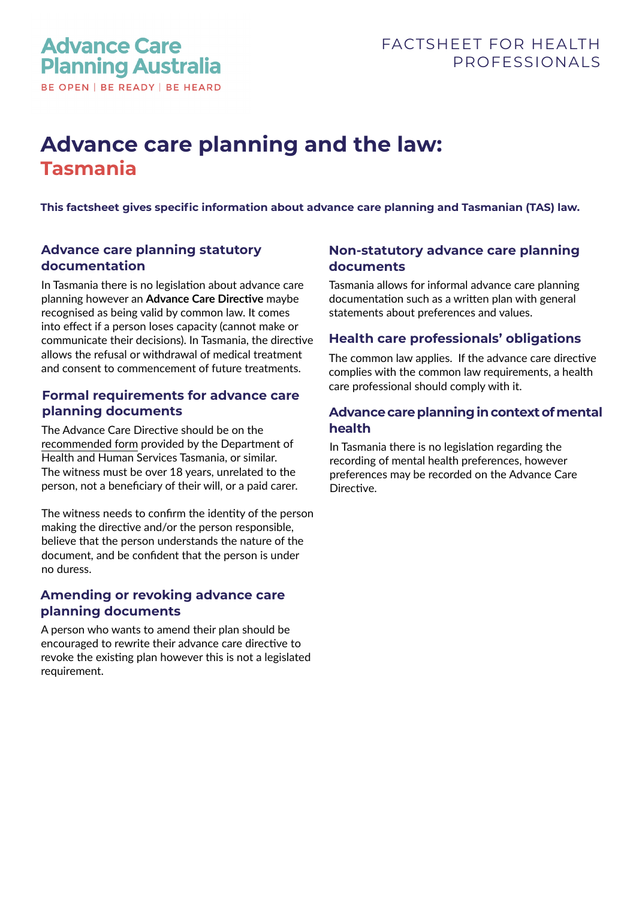Advance Care Planning Australia

BE OPEN | BE READY | BE HEARD

FACTSHEET FOR HEALTH PROFESSIONALS

# Advance care planning and the law: Tasmania

**This factsheet gives specific information about advance care planning and Tasmanian (TAS) law.**

## Advance care planning statutory documentation

In Tasmania there is no legislation about advance care planning however an **Advance Care Directive** maybe recognised as being valid by common law. It comes into effect if a person loses capacity (cannot make or communicate their decisions). In Tasmania, the directive allows the refusal or withdrawal of medical treatment and consent to commencement of future treatments.

## Formal requirements for advance care planning documents

The Advance Care Directive should be on the recommended form provided by the Department of Health and Human Services Tasmania, or similar. The witness must be over 18 years, unrelated to the person, not a beneficiary of their will, or a paid carer.

The witness needs to confirm the identity of the person making the directive and/or the person responsible, believe that the person understands the nature of the document, and be confident that the person is under no duress.

## Amending or revoking advance care planning documents

A person who wants to amend their plan should be encouraged to rewrite their advance care directive to revoke the existing plan however this is not a legislated requirement.

## Non-statutory advance care planning documents

Tasmania allows for informal advance care planning documentation such as a written plan with general statements about preferences and values.

## Health care professionals' obligations

The common law applies. If the advance care directive complies with the common law requirements, a health care professional should comply with it.

## Advance care planning in context of mental health

In Tasmania there is no legislation regarding the recording of mental health preferences, however preferences may be recorded on the Advance Care Directive.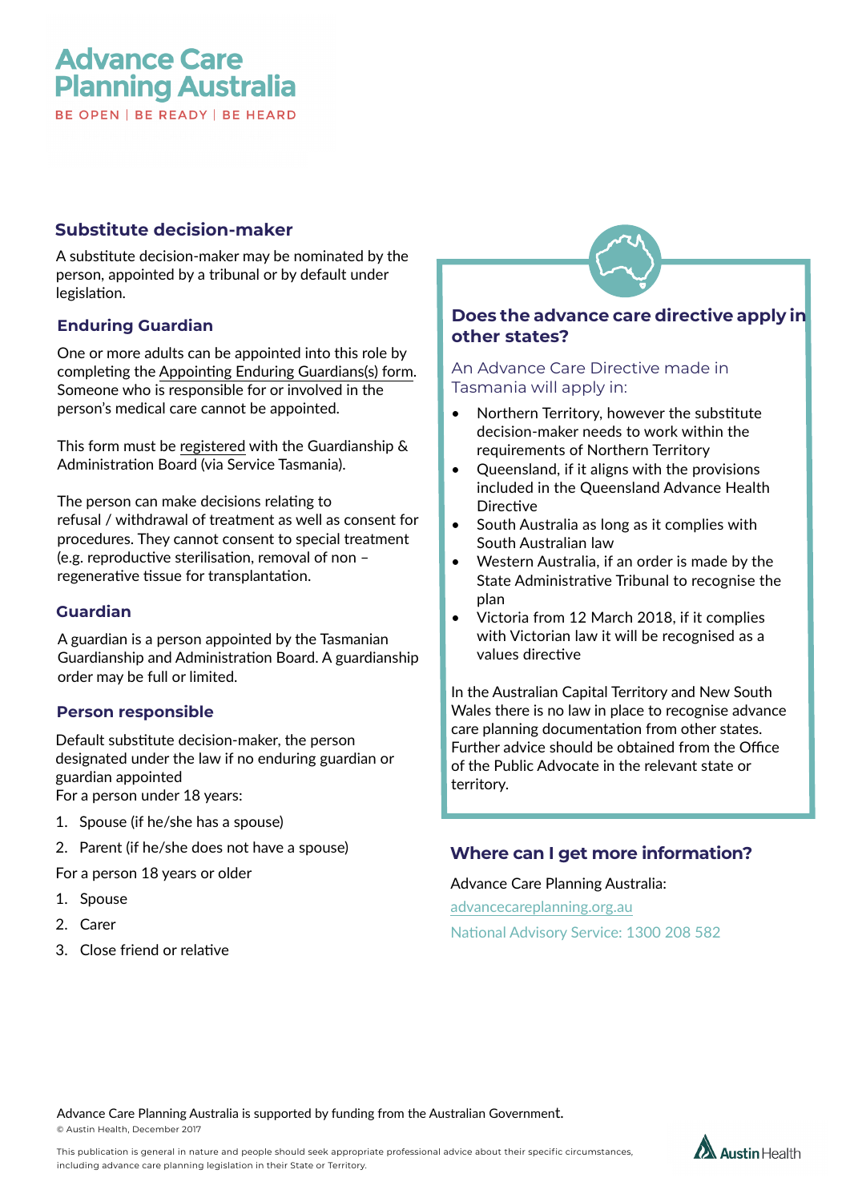Advance Care Planning Australia

BE OPEN | BE READY | BE HEARD

## Substitute decision-maker

A substitute decision-maker may be nominated by the person, appointed by a tribunal or by default under legislation.

### Enduring Guardian

One or more adults can be appointed into this role by completing the Appointing Enduring Guardians(s) form. Someone who is responsible for or involved in the person's medical care cannot be appointed.

This form must be registered with the Guardianship & Administration Board (via Service Tasmania).

The person can make decisions relating to refusal / withdrawal of treatment as well as consent for procedures. They cannot consent to special treatment (e.g. reproductive sterilisation, removal of non – regenerative tissue for transplantation.

### Guardian

A guardian is a person appointed by the Tasmanian Guardianship and Administration Board. A guardianship order may be full or limited.

### Person responsible

Default substitute decision-maker, the person designated under the law if no enduring guardian or guardian appointed
For a person under 18 years:

1. Spouse (if he/she has a spouse)
2. Parent (if he/she does not have a spouse)

For a person 18 years or older

1. Spouse
2. Carer
3. Close friend or relative

## Does the advance care directive apply in other states?

An Advance Care Directive made in Tasmania will apply in:

- Northern Territory, however the substitute decision-maker needs to work within the requirements of Northern Territory
- Queensland, if it aligns with the provisions included in the Queensland Advance Health Directive
- South Australia as long as it complies with South Australian law
- Western Australia, if an order is made by the State Administrative Tribunal to recognise the plan
- Victoria from 12 March 2018, if it complies with Victorian law it will be recognised as a values directive

In the Australian Capital Territory and New South Wales there is no law in place to recognise advance care planning documentation from other states. Further advice should be obtained from the Office of the Public Advocate in the relevant state or territory.

## Where can I get more information?

Advance Care Planning Australia:

advancecareplanning.org.au

National Advisory Service: 1300 208 582

Advance Care Planning Australia is supported by funding from the Australian Government.

© Austin Health, December 2017

This publication is general in nature and people should seek appropriate professional advice about their specific circumstances, including advance care planning legislation in their State or Territory.

Austin Health